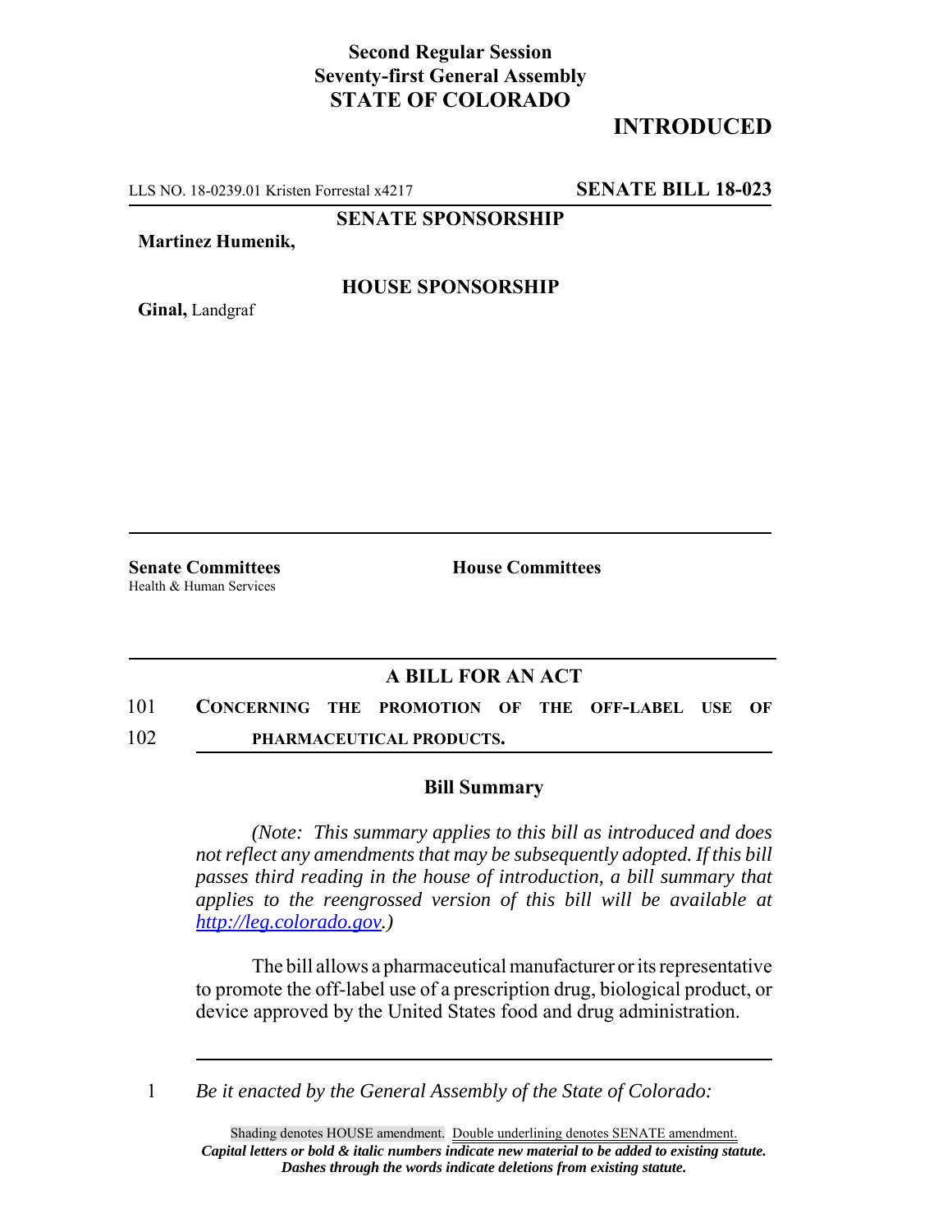**Second Regular Session**
**Seventy-first General Assembly**
**STATE OF COLORADO**

# INTRODUCED

LLS NO. 18-0239.01 Kristen Forrestal x4217 **SENATE BILL 18-023**

**SENATE SPONSORSHIP**

**Martinez Humenik,**

**HOUSE SPONSORSHIP**

**Ginal,** Landgraf

**Senate Committees**
Health & Human Services

**House Committees**

## A BILL FOR AN ACT

101 **CONCERNING THE PROMOTION OF THE OFF-LABEL USE OF**
102 **PHARMACEUTICAL PRODUCTS.**

### Bill Summary

*(Note: This summary applies to this bill as introduced and does not reflect any amendments that may be subsequently adopted. If this bill passes third reading in the house of introduction, a bill summary that applies to the reengrossed version of this bill will be available at http://leg.colorado.gov.)*

The bill allows a pharmaceutical manufacturer or its representative to promote the off-label use of a prescription drug, biological product, or device approved by the United States food and drug administration.

1 *Be it enacted by the General Assembly of the State of Colorado:*

Shading denotes HOUSE amendment. Double underlining denotes SENATE amendment.
***Capital letters or bold & italic numbers indicate new material to be added to existing statute.***
***Dashes through the words indicate deletions from existing statute.***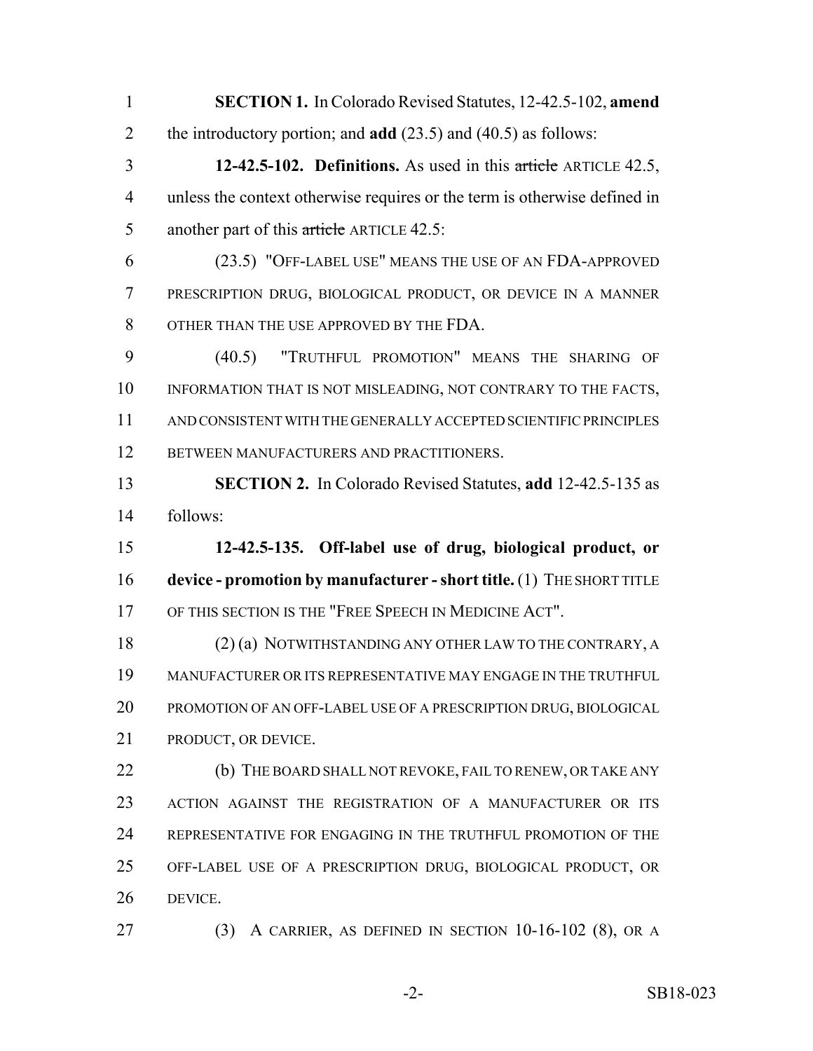**SECTION 1.** In Colorado Revised Statutes, 12-42.5-102, **amend** the introductory portion; and **add** (23.5) and (40.5) as follows:

**12-42.5-102. Definitions.** As used in this ~~article~~ ARTICLE 42.5, unless the context otherwise requires or the term is otherwise defined in another part of this ~~article~~ ARTICLE 42.5:

(23.5) "OFF-LABEL USE" MEANS THE USE OF AN FDA-APPROVED PRESCRIPTION DRUG, BIOLOGICAL PRODUCT, OR DEVICE IN A MANNER OTHER THAN THE USE APPROVED BY THE FDA.

(40.5) "TRUTHFUL PROMOTION" MEANS THE SHARING OF INFORMATION THAT IS NOT MISLEADING, NOT CONTRARY TO THE FACTS, AND CONSISTENT WITH THE GENERALLY ACCEPTED SCIENTIFIC PRINCIPLES BETWEEN MANUFACTURERS AND PRACTITIONERS.

**SECTION 2.** In Colorado Revised Statutes, **add** 12-42.5-135 as follows:

**12-42.5-135. Off-label use of drug, biological product, or device - promotion by manufacturer - short title.** (1) THE SHORT TITLE OF THIS SECTION IS THE "FREE SPEECH IN MEDICINE ACT".

(2) (a) NOTWITHSTANDING ANY OTHER LAW TO THE CONTRARY, A MANUFACTURER OR ITS REPRESENTATIVE MAY ENGAGE IN THE TRUTHFUL PROMOTION OF AN OFF-LABEL USE OF A PRESCRIPTION DRUG, BIOLOGICAL PRODUCT, OR DEVICE.

(b) THE BOARD SHALL NOT REVOKE, FAIL TO RENEW, OR TAKE ANY ACTION AGAINST THE REGISTRATION OF A MANUFACTURER OR ITS REPRESENTATIVE FOR ENGAGING IN THE TRUTHFUL PROMOTION OF THE OFF-LABEL USE OF A PRESCRIPTION DRUG, BIOLOGICAL PRODUCT, OR DEVICE.

(3) A CARRIER, AS DEFINED IN SECTION 10-16-102 (8), OR A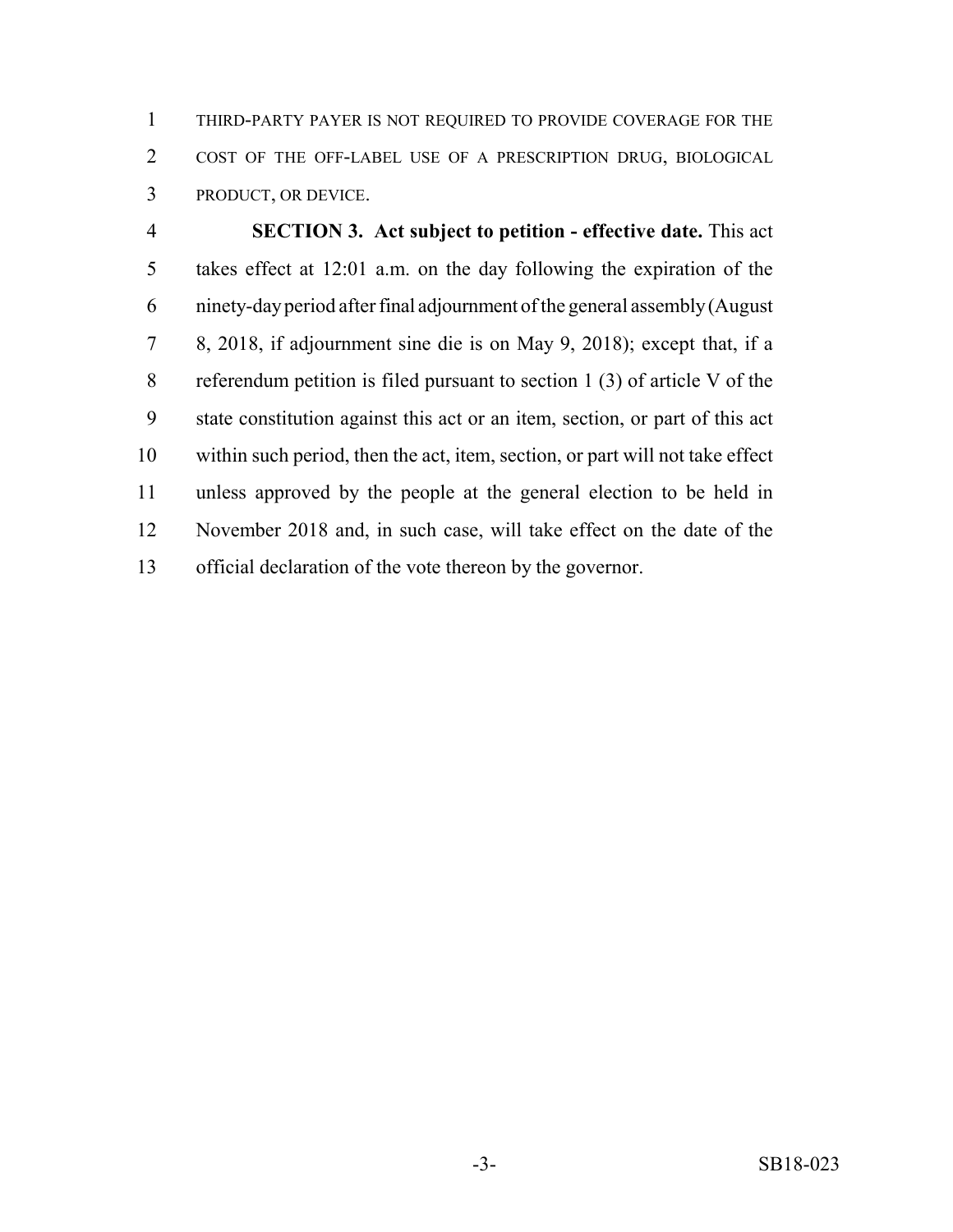THIRD-PARTY PAYER IS NOT REQUIRED TO PROVIDE COVERAGE FOR THE COST OF THE OFF-LABEL USE OF A PRESCRIPTION DRUG, BIOLOGICAL PRODUCT, OR DEVICE.

**SECTION 3. Act subject to petition - effective date.** This act takes effect at 12:01 a.m. on the day following the expiration of the ninety-day period after final adjournment of the general assembly (August 8, 2018, if adjournment sine die is on May 9, 2018); except that, if a referendum petition is filed pursuant to section 1 (3) of article V of the state constitution against this act or an item, section, or part of this act within such period, then the act, item, section, or part will not take effect unless approved by the people at the general election to be held in November 2018 and, in such case, will take effect on the date of the official declaration of the vote thereon by the governor.